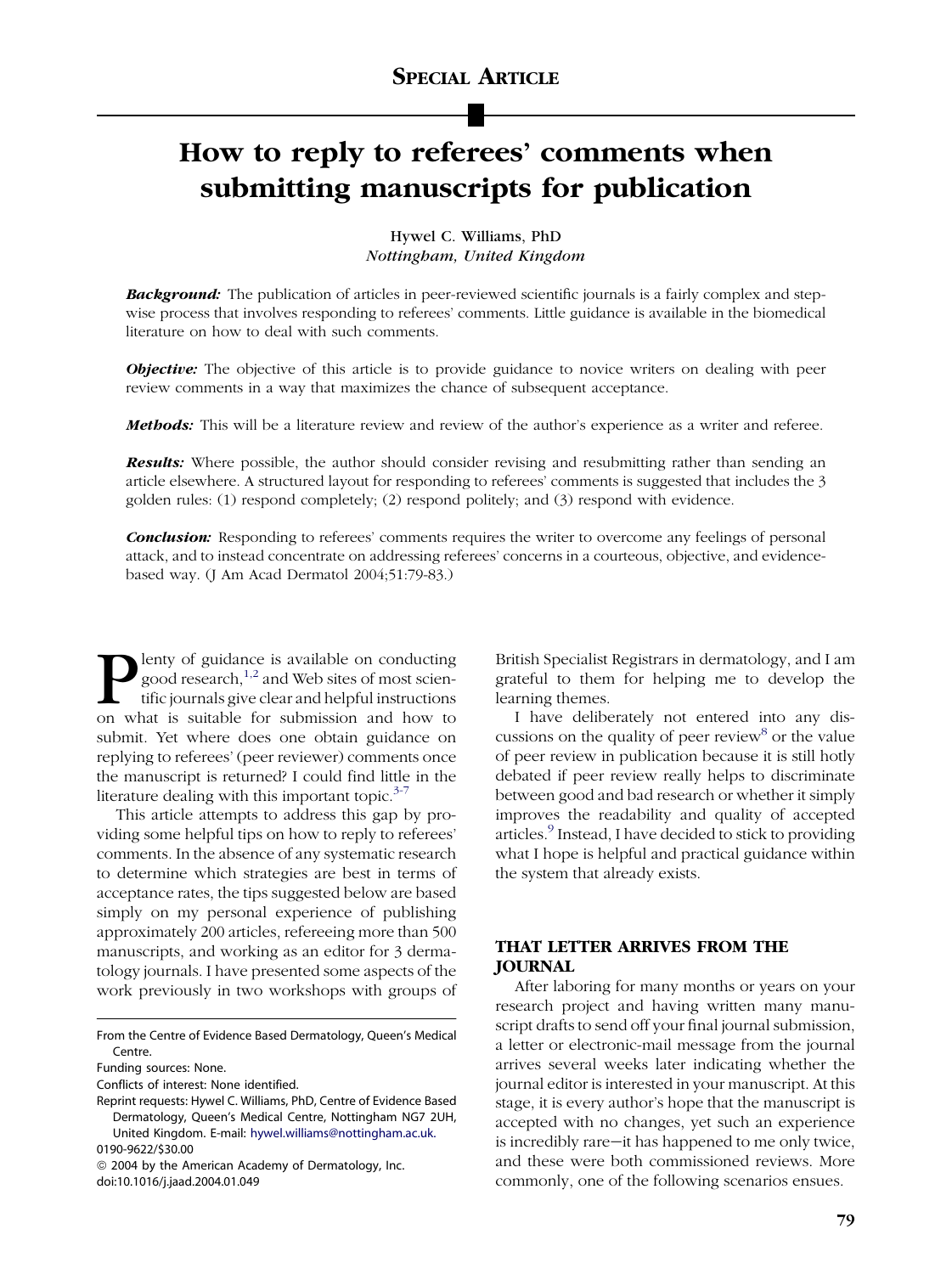SPECIAL ARTICLE

# How to reply to referees' comments when submitting manuscripts for publication

Hywel C. Williams, PhD
*Nottingham, United Kingdom*

***Background:*** The publication of articles in peer-reviewed scientific journals is a fairly complex and stepwise process that involves responding to referees' comments. Little guidance is available in the biomedical literature on how to deal with such comments.

***Objective:*** The objective of this article is to provide guidance to novice writers on dealing with peer review comments in a way that maximizes the chance of subsequent acceptance.

***Methods:*** This will be a literature review and review of the author's experience as a writer and referee.

***Results:*** Where possible, the author should consider revising and resubmitting rather than sending an article elsewhere. A structured layout for responding to referees' comments is suggested that includes the 3 golden rules: (1) respond completely; (2) respond politely; and (3) respond with evidence.

***Conclusion:*** Responding to referees' comments requires the writer to overcome any feelings of personal attack, and to instead concentrate on addressing referees' concerns in a courteous, objective, and evidence-based way. (J Am Acad Dermatol 2004;51:79-83.)

Plenty of guidance is available on conducting good research,[1,2] and Web sites of most scientific journals give clear and helpful instructions on what is suitable for submission and how to submit. Yet where does one obtain guidance on replying to referees' (peer reviewer) comments once the manuscript is returned? I could find little in the literature dealing with this important topic.[3-7]

This article attempts to address this gap by providing some helpful tips on how to reply to referees' comments. In the absence of any systematic research to determine which strategies are best in terms of acceptance rates, the tips suggested below are based simply on my personal experience of publishing approximately 200 articles, refereeing more than 500 manuscripts, and working as an editor for 3 dermatology journals. I have presented some aspects of the work previously in two workshops with groups of British Specialist Registrars in dermatology, and I am grateful to them for helping me to develop the learning themes.

I have deliberately not entered into any discussions on the quality of peer review[8] or the value of peer review in publication because it is still hotly debated if peer review really helps to discriminate between good and bad research or whether it simply improves the readability and quality of accepted articles.[9] Instead, I have decided to stick to providing what I hope is helpful and practical guidance within the system that already exists.

## THAT LETTER ARRIVES FROM THE JOURNAL

After laboring for many months or years on your research project and having written many manuscript drafts to send off your final journal submission, a letter or electronic-mail message from the journal arrives several weeks later indicating whether the journal editor is interested in your manuscript. At this stage, it is every author's hope that the manuscript is accepted with no changes, yet such an experience is incredibly rare—it has happened to me only twice, and these were both commissioned reviews. More commonly, one of the following scenarios ensues.

From the Centre of Evidence Based Dermatology, Queen's Medical Centre.

Funding sources: None.

Conflicts of interest: None identified.

Reprint requests: Hywel C. Williams, PhD, Centre of Evidence Based Dermatology, Queen's Medical Centre, Nottingham NG7 2UH, United Kingdom. E-mail: hywel.williams@nottingham.ac.uk.

0190-9622/$30.00

© 2004 by the American Academy of Dermatology, Inc.

doi:10.1016/j.jaad.2004.01.049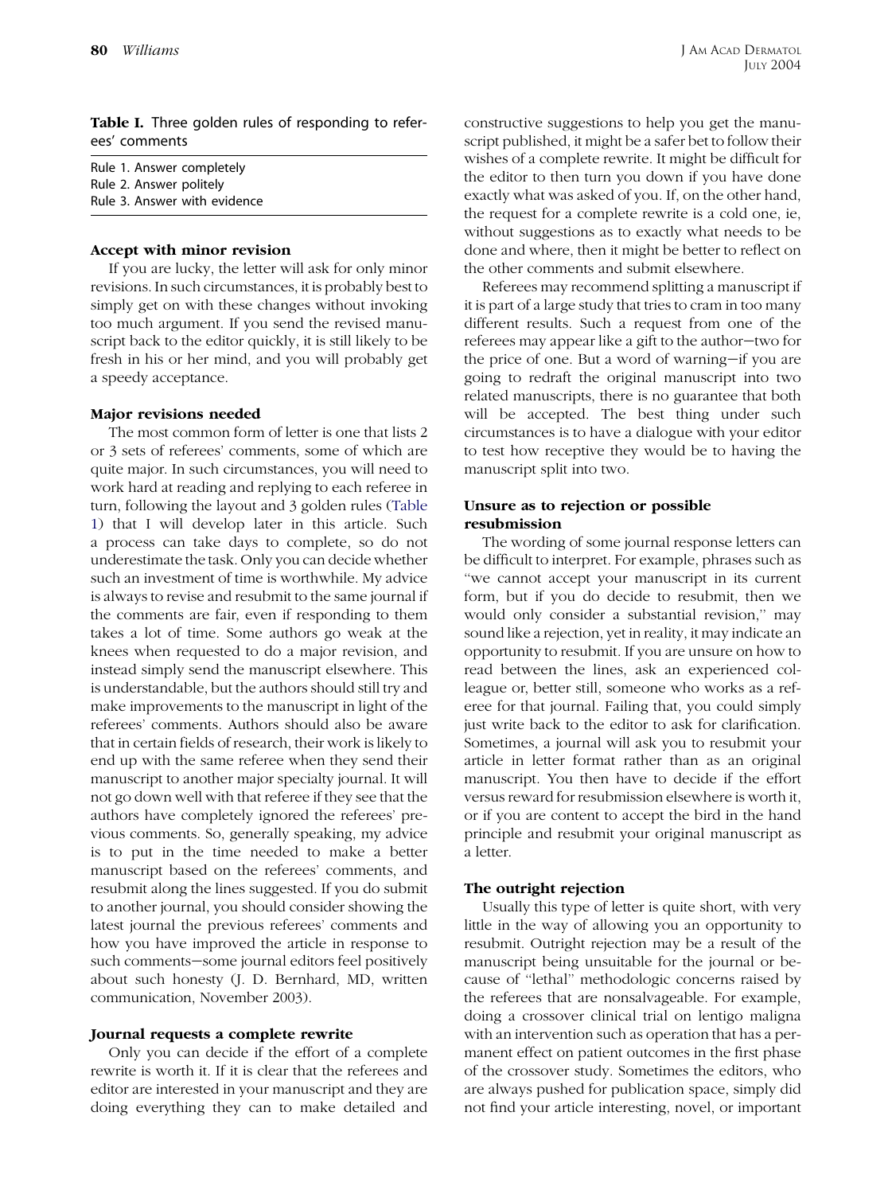**Table I.** Three golden rules of responding to referees' comments

| |
|---|
| Rule 1. Answer completely |
| Rule 2. Answer politely |
| Rule 3. Answer with evidence |

### Accept with minor revision

If you are lucky, the letter will ask for only minor revisions. In such circumstances, it is probably best to simply get on with these changes without invoking too much argument. If you send the revised manuscript back to the editor quickly, it is still likely to be fresh in his or her mind, and you will probably get a speedy acceptance.

### Major revisions needed

The most common form of letter is one that lists 2 or 3 sets of referees' comments, some of which are quite major. In such circumstances, you will need to work hard at reading and replying to each referee in turn, following the layout and 3 golden rules (Table 1) that I will develop later in this article. Such a process can take days to complete, so do not underestimate the task. Only you can decide whether such an investment of time is worthwhile. My advice is always to revise and resubmit to the same journal if the comments are fair, even if responding to them takes a lot of time. Some authors go weak at the knees when requested to do a major revision, and instead simply send the manuscript elsewhere. This is understandable, but the authors should still try and make improvements to the manuscript in light of the referees' comments. Authors should also be aware that in certain fields of research, their work is likely to end up with the same referee when they send their manuscript to another major specialty journal. It will not go down well with that referee if they see that the authors have completely ignored the referees' previous comments. So, generally speaking, my advice is to put in the time needed to make a better manuscript based on the referees' comments, and resubmit along the lines suggested. If you do submit to another journal, you should consider showing the latest journal the previous referees' comments and how you have improved the article in response to such comments—some journal editors feel positively about such honesty (J. D. Bernhard, MD, written communication, November 2003).

### Journal requests a complete rewrite

Only you can decide if the effort of a complete rewrite is worth it. If it is clear that the referees and editor are interested in your manuscript and they are doing everything they can to make detailed and constructive suggestions to help you get the manuscript published, it might be a safer bet to follow their wishes of a complete rewrite. It might be difficult for the editor to then turn you down if you have done exactly what was asked of you. If, on the other hand, the request for a complete rewrite is a cold one, ie, without suggestions as to exactly what needs to be done and where, then it might be better to reflect on the other comments and submit elsewhere.

Referees may recommend splitting a manuscript if it is part of a large study that tries to cram in too many different results. Such a request from one of the referees may appear like a gift to the author—two for the price of one. But a word of warning—if you are going to redraft the original manuscript into two related manuscripts, there is no guarantee that both will be accepted. The best thing under such circumstances is to have a dialogue with your editor to test how receptive they would be to having the manuscript split into two.

### Unsure as to rejection or possible resubmission

The wording of some journal response letters can be difficult to interpret. For example, phrases such as "we cannot accept your manuscript in its current form, but if you do decide to resubmit, then we would only consider a substantial revision," may sound like a rejection, yet in reality, it may indicate an opportunity to resubmit. If you are unsure on how to read between the lines, ask an experienced colleague or, better still, someone who works as a referee for that journal. Failing that, you could simply just write back to the editor to ask for clarification. Sometimes, a journal will ask you to resubmit your article in letter format rather than as an original manuscript. You then have to decide if the effort versus reward for resubmission elsewhere is worth it, or if you are content to accept the bird in the hand principle and resubmit your original manuscript as a letter.

### The outright rejection

Usually this type of letter is quite short, with very little in the way of allowing you an opportunity to resubmit. Outright rejection may be a result of the manuscript being unsuitable for the journal or because of "lethal" methodologic concerns raised by the referees that are nonsalvageable. For example, doing a crossover clinical trial on lentigo maligna with an intervention such as operation that has a permanent effect on patient outcomes in the first phase of the crossover study. Sometimes the editors, who are always pushed for publication space, simply did not find your article interesting, novel, or important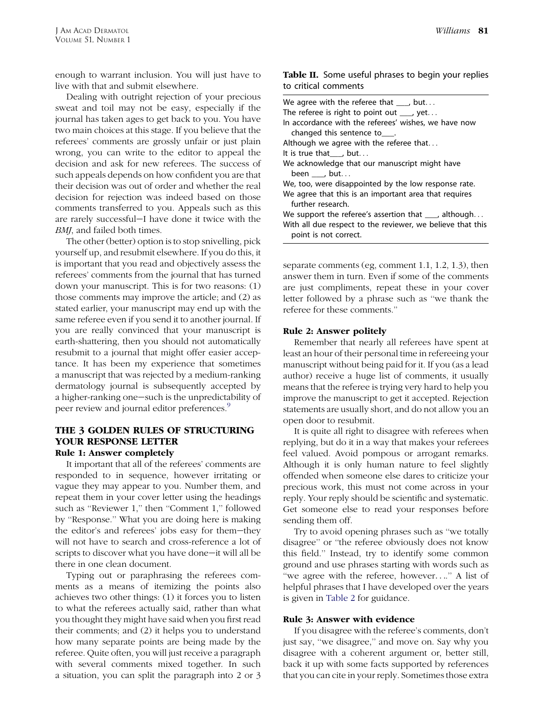enough to warrant inclusion. You will just have to live with that and submit elsewhere.

Dealing with outright rejection of your precious sweat and toil may not be easy, especially if the journal has taken ages to get back to you. You have two main choices at this stage. If you believe that the referees' comments are grossly unfair or just plain wrong, you can write to the editor to appeal the decision and ask for new referees. The success of such appeals depends on how confident you are that their decision was out of order and whether the real decision for rejection was indeed based on those comments transferred to you. Appeals such as this are rarely successful—I have done it twice with the *BMJ*, and failed both times.

The other (better) option is to stop snivelling, pick yourself up, and resubmit elsewhere. If you do this, it is important that you read and objectively assess the referees' comments from the journal that has turned down your manuscript. This is for two reasons: (1) those comments may improve the article; and (2) as stated earlier, your manuscript may end up with the same referee even if you send it to another journal. If you are really convinced that your manuscript is earth-shattering, then you should not automatically resubmit to a journal that might offer easier acceptance. It has been my experience that sometimes a manuscript that was rejected by a medium-ranking dermatology journal is subsequently accepted by a higher-ranking one—such is the unpredictability of peer review and journal editor preferences.[9]

## THE 3 GOLDEN RULES OF STRUCTURING YOUR RESPONSE LETTER

### Rule 1: Answer completely

It important that all of the referees' comments are responded to in sequence, however irritating or vague they may appear to you. Number them, and repeat them in your cover letter using the headings such as "Reviewer 1," then "Comment 1," followed by "Response." What you are doing here is making the editor's and referees' jobs easy for them—they will not have to search and cross-reference a lot of scripts to discover what you have done—it will all be there in one clean document.

Typing out or paraphrasing the referees comments as a means of itemizing the points also achieves two other things: (1) it forces you to listen to what the referees actually said, rather than what you thought they might have said when you first read their comments; and (2) it helps you to understand how many separate points are being made by the referee. Quite often, you will just receive a paragraph with several comments mixed together. In such a situation, you can split the paragraph into 2 or 3 separate comments (eg, comment 1.1, 1.2, 1.3), then answer them in turn. Even if some of the comments are just compliments, repeat these in your cover letter followed by a phrase such as "we thank the referee for these comments."

**Table II.** Some useful phrases to begin your replies to critical comments

| |
|---|
| We agree with the referee that ___, but... |
| The referee is right to point out ___, yet... |
| In accordance with the referees' wishes, we have now changed this sentence to___. |
| Although we agree with the referee that... |
| It is true that___, but... |
| We acknowledge that our manuscript might have been ___, but... |
| We, too, were disappointed by the low response rate. |
| We agree that this is an important area that requires further research. |
| We support the referee's assertion that ___, although... |
| With all due respect to the reviewer, we believe that this point is not correct. |

### Rule 2: Answer politely

Remember that nearly all referees have spent at least an hour of their personal time in refereeing your manuscript without being paid for it. If you (as a lead author) receive a huge list of comments, it usually means that the referee is trying very hard to help you improve the manuscript to get it accepted. Rejection statements are usually short, and do not allow you an open door to resubmit.

It is quite all right to disagree with referees when replying, but do it in a way that makes your referees feel valued. Avoid pompous or arrogant remarks. Although it is only human nature to feel slightly offended when someone else dares to criticize your precious work, this must not come across in your reply. Your reply should be scientific and systematic. Get someone else to read your responses before sending them off.

Try to avoid opening phrases such as "we totally disagree" or "the referee obviously does not know this field." Instead, try to identify some common ground and use phrases starting with words such as "we agree with the referee, however...." A list of helpful phrases that I have developed over the years is given in Table 2 for guidance.

### Rule 3: Answer with evidence

If you disagree with the referee's comments, don't just say, "we disagree," and move on. Say why you disagree with a coherent argument or, better still, back it up with some facts supported by references that you can cite in your reply. Sometimes those extra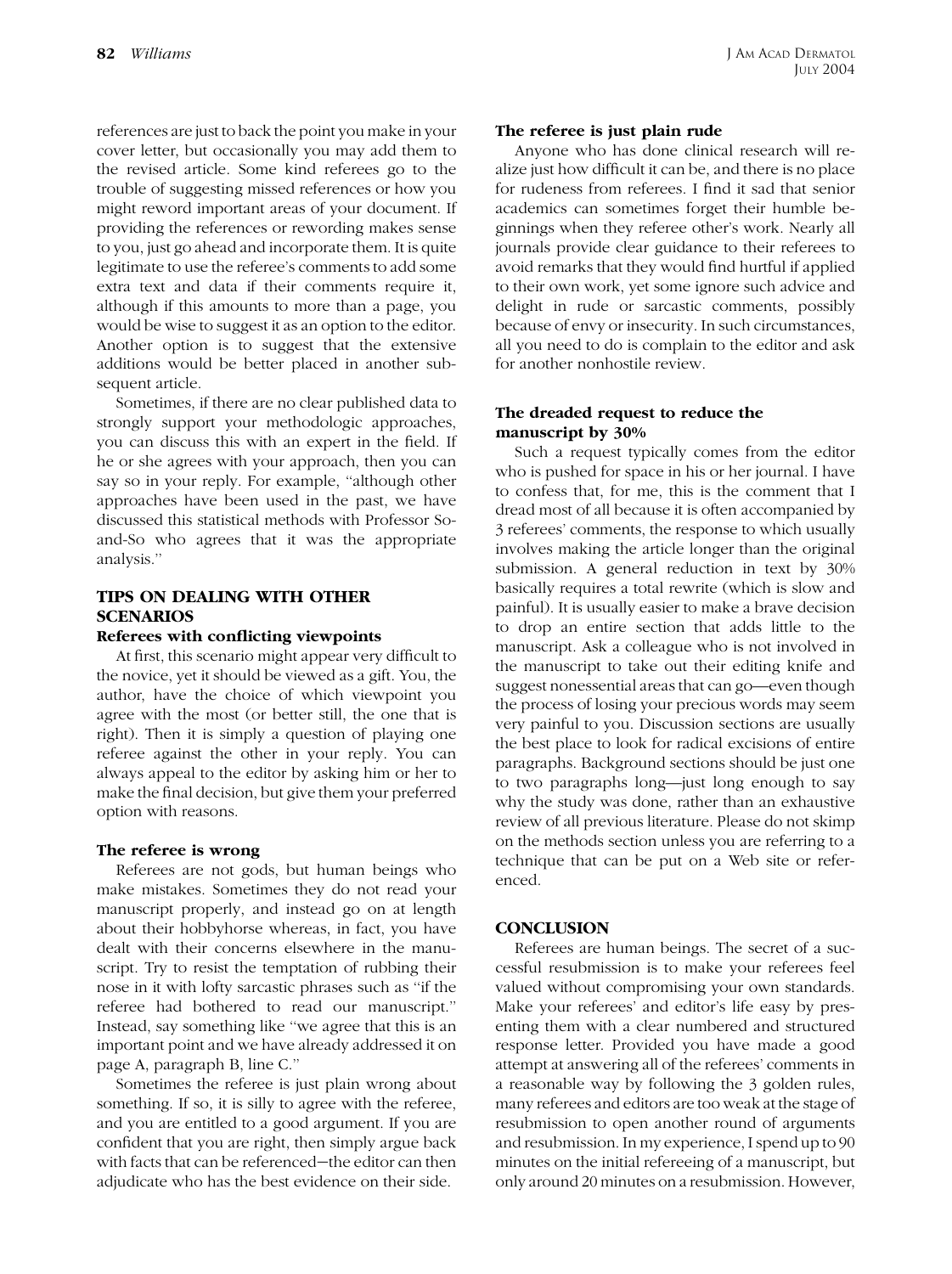references are just to back the point you make in your cover letter, but occasionally you may add them to the revised article. Some kind referees go to the trouble of suggesting missed references or how you might reword important areas of your document. If providing the references or rewording makes sense to you, just go ahead and incorporate them. It is quite legitimate to use the referee's comments to add some extra text and data if their comments require it, although if this amounts to more than a page, you would be wise to suggest it as an option to the editor. Another option is to suggest that the extensive additions would be better placed in another subsequent article.

Sometimes, if there are no clear published data to strongly support your methodologic approaches, you can discuss this with an expert in the field. If he or she agrees with your approach, then you can say so in your reply. For example, "although other approaches have been used in the past, we have discussed this statistical methods with Professor So-and-So who agrees that it was the appropriate analysis."

## TIPS ON DEALING WITH OTHER SCENARIOS

### Referees with conflicting viewpoints

At first, this scenario might appear very difficult to the novice, yet it should be viewed as a gift. You, the author, have the choice of which viewpoint you agree with the most (or better still, the one that is right). Then it is simply a question of playing one referee against the other in your reply. You can always appeal to the editor by asking him or her to make the final decision, but give them your preferred option with reasons.

### The referee is wrong

Referees are not gods, but human beings who make mistakes. Sometimes they do not read your manuscript properly, and instead go on at length about their hobbyhorse whereas, in fact, you have dealt with their concerns elsewhere in the manuscript. Try to resist the temptation of rubbing their nose in it with lofty sarcastic phrases such as "if the referee had bothered to read our manuscript." Instead, say something like "we agree that this is an important point and we have already addressed it on page A, paragraph B, line C."

Sometimes the referee is just plain wrong about something. If so, it is silly to agree with the referee, and you are entitled to a good argument. If you are confident that you are right, then simply argue back with facts that can be referenced—the editor can then adjudicate who has the best evidence on their side.

### The referee is just plain rude

Anyone who has done clinical research will realize just how difficult it can be, and there is no place for rudeness from referees. I find it sad that senior academics can sometimes forget their humble beginnings when they referee other's work. Nearly all journals provide clear guidance to their referees to avoid remarks that they would find hurtful if applied to their own work, yet some ignore such advice and delight in rude or sarcastic comments, possibly because of envy or insecurity. In such circumstances, all you need to do is complain to the editor and ask for another nonhostile review.

### The dreaded request to reduce the manuscript by 30%

Such a request typically comes from the editor who is pushed for space in his or her journal. I have to confess that, for me, this is the comment that I dread most of all because it is often accompanied by 3 referees' comments, the response to which usually involves making the article longer than the original submission. A general reduction in text by 30% basically requires a total rewrite (which is slow and painful). It is usually easier to make a brave decision to drop an entire section that adds little to the manuscript. Ask a colleague who is not involved in the manuscript to take out their editing knife and suggest nonessential areas that can go—even though the process of losing your precious words may seem very painful to you. Discussion sections are usually the best place to look for radical excisions of entire paragraphs. Background sections should be just one to two paragraphs long—just long enough to say why the study was done, rather than an exhaustive review of all previous literature. Please do not skimp on the methods section unless you are referring to a technique that can be put on a Web site or referenced.

## CONCLUSION

Referees are human beings. The secret of a successful resubmission is to make your referees feel valued without compromising your own standards. Make your referees' and editor's life easy by presenting them with a clear numbered and structured response letter. Provided you have made a good attempt at answering all of the referees' comments in a reasonable way by following the 3 golden rules, many referees and editors are too weak at the stage of resubmission to open another round of arguments and resubmission. In my experience, I spend up to 90 minutes on the initial refereeing of a manuscript, but only around 20 minutes on a resubmission. However,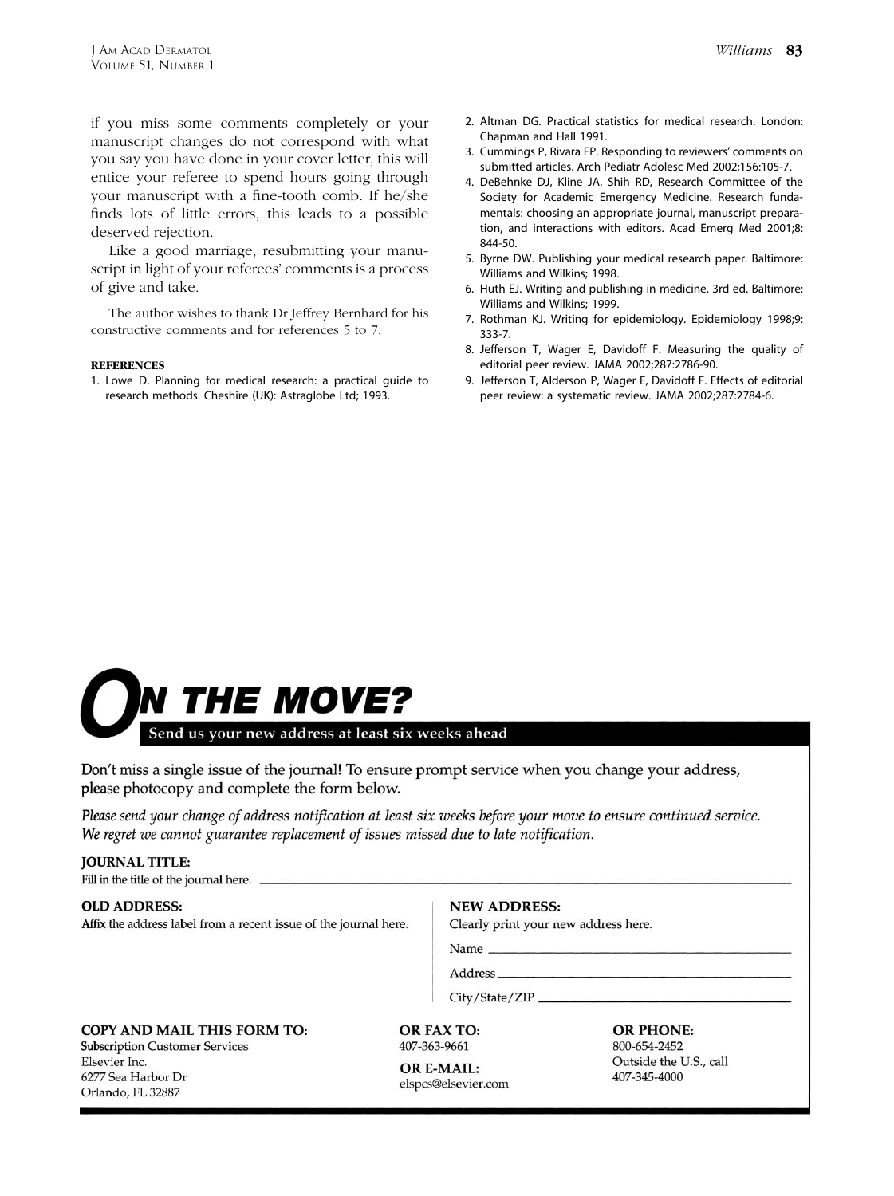if you miss some comments completely or your manuscript changes do not correspond with what you say you have done in your cover letter, this will entice your referee to spend hours going through your manuscript with a fine-tooth comb. If he/she finds lots of little errors, this leads to a possible deserved rejection.

Like a good marriage, resubmitting your manuscript in light of your referees' comments is a process of give and take.

The author wishes to thank Dr Jeffrey Bernhard for his constructive comments and for references 5 to 7.

## REFERENCES

1. Lowe D. Planning for medical research: a practical guide to research methods. Cheshire (UK): Astraglobe Ltd; 1993.
2. Altman DG. Practical statistics for medical research. London: Chapman and Hall 1991.
3. Cummings P, Rivara FP. Responding to reviewers' comments on submitted articles. Arch Pediatr Adolesc Med 2002;156:105-7.
4. DeBehnke DJ, Kline JA, Shih RD, Research Committee of the Society for Academic Emergency Medicine. Research fundamentals: choosing an appropriate journal, manuscript preparation, and interactions with editors. Acad Emerg Med 2001;8:844-50.
5. Byrne DW. Publishing your medical research paper. Baltimore: Williams and Wilkins; 1998.
6. Huth EJ. Writing and publishing in medicine. 3rd ed. Baltimore: Williams and Wilkins; 1999.
7. Rothman KJ. Writing for epidemiology. Epidemiology 1998;9:333-7.
8. Jefferson T, Wager E, Davidoff F. Measuring the quality of editorial peer review. JAMA 2002;287:2786-90.
9. Jefferson T, Alderson P, Wager E, Davidoff F. Effects of editorial peer review: a systematic review. JAMA 2002;287:2784-6.

# ON THE MOVE?

**Send us your new address at least six weeks ahead**

Don't miss a single issue of the journal! To ensure prompt service when you change your address, please photocopy and complete the form below.

*Please send your change of address notification at least six weeks before your move to ensure continued service. We regret we cannot guarantee replacement of issues missed due to late notification.*

**JOURNAL TITLE:**
Fill in the title of the journal here. ______________________________

**OLD ADDRESS:**
Affix the address label from a recent issue of the journal here.

**NEW ADDRESS:**
Clearly print your new address here.

Name ______________________________

Address ______________________________

City/State/ZIP ______________________________

**COPY AND MAIL THIS FORM TO:**
Subscription Customer Services
Elsevier Inc.
6277 Sea Harbor Dr
Orlando, FL 32887

**OR FAX TO:**
407-363-9661

**OR E-MAIL:**
elspcs@elsevier.com

**OR PHONE:**
800-654-2452
Outside the U.S., call
407-345-4000